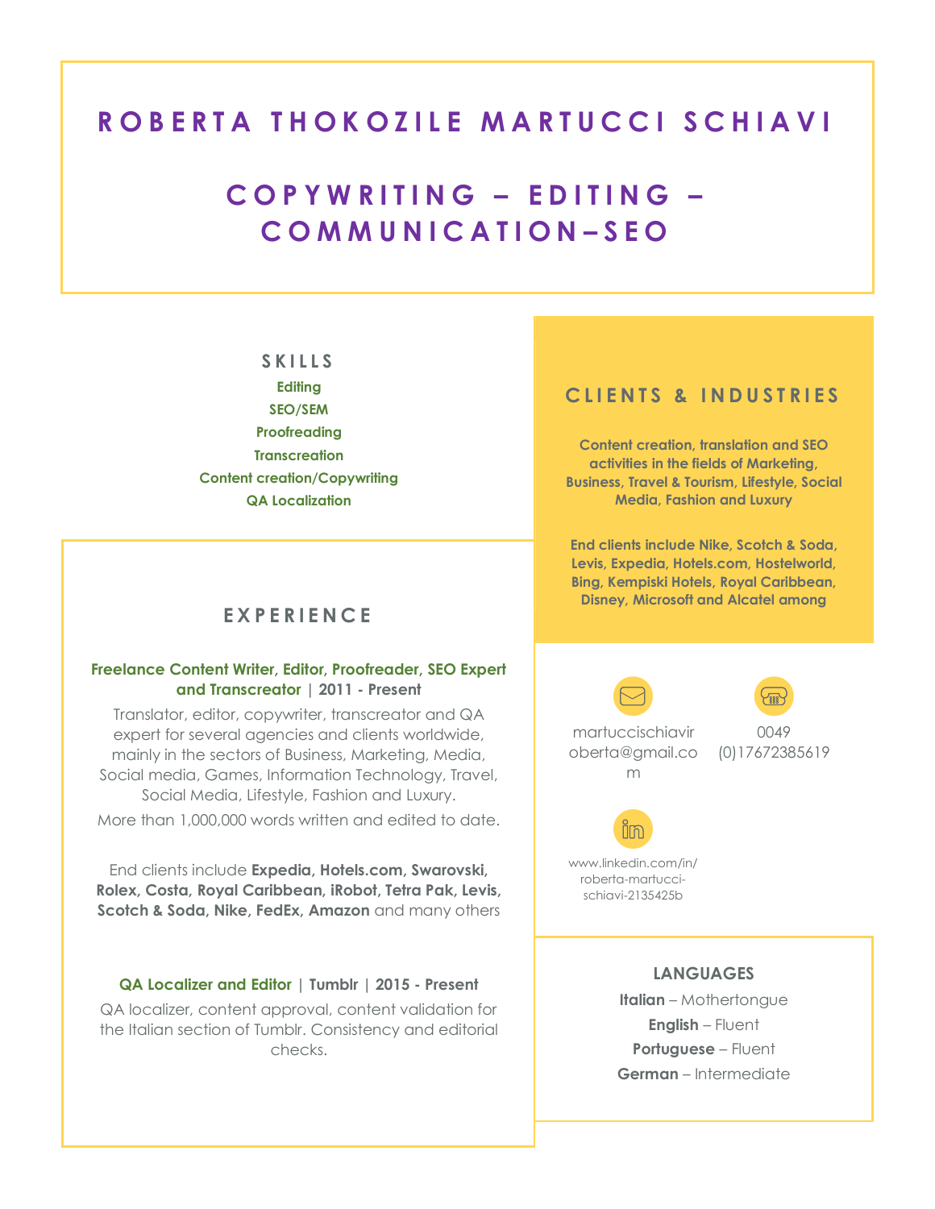# ROBERTA THOKOZILE MARTUCCI SCHIAVI

## COPYWRITING – EDITING – COMMUNICATION–SEO

## SKILLS

Editing
SEO/SEM
Proofreading
Transcreation
Content creation/Copywriting
QA Localization

## CLIENTS & INDUSTRIES

**Content creation, translation and SEO activities in the fields of Marketing, Business, Travel & Tourism, Lifestyle, Social Media, Fashion and Luxury**

**End clients include Nike, Scotch & Soda, Levis, Expedia, Hotels.com, Hostelworld, Bing, Kempiski Hotels, Royal Caribbean, Disney, Microsoft and Alcatel among**

## EXPERIENCE

**Freelance Content Writer, Editor, Proofreader, SEO Expert and Transcreator | 2011 - Present**

Translator, editor, copywriter, transcreator and QA expert for several agencies and clients worldwide, mainly in the sectors of Business, Marketing, Media, Social media, Games, Information Technology, Travel, Social Media, Lifestyle, Fashion and Luxury.

More than 1,000,000 words written and edited to date.

End clients include **Expedia, Hotels.com, Swarovski, Rolex, Costa, Royal Caribbean, iRobot, Tetra Pak, Levis, Scotch & Soda, Nike, FedEx, Amazon** and many others

**QA Localizer and Editor | Tumblr | 2015 - Present**

QA localizer, content approval, content validation for the Italian section of Tumblr. Consistency and editorial checks.

martuccischiaviroberta@gmail.com

0049 (0)17672385619

www.linkedin.com/in/roberta-martucci-schiavi-2135425b

## LANGUAGES

**Italian** – Mothertongue
**English** – Fluent
**Portuguese** – Fluent
**German** – Intermediate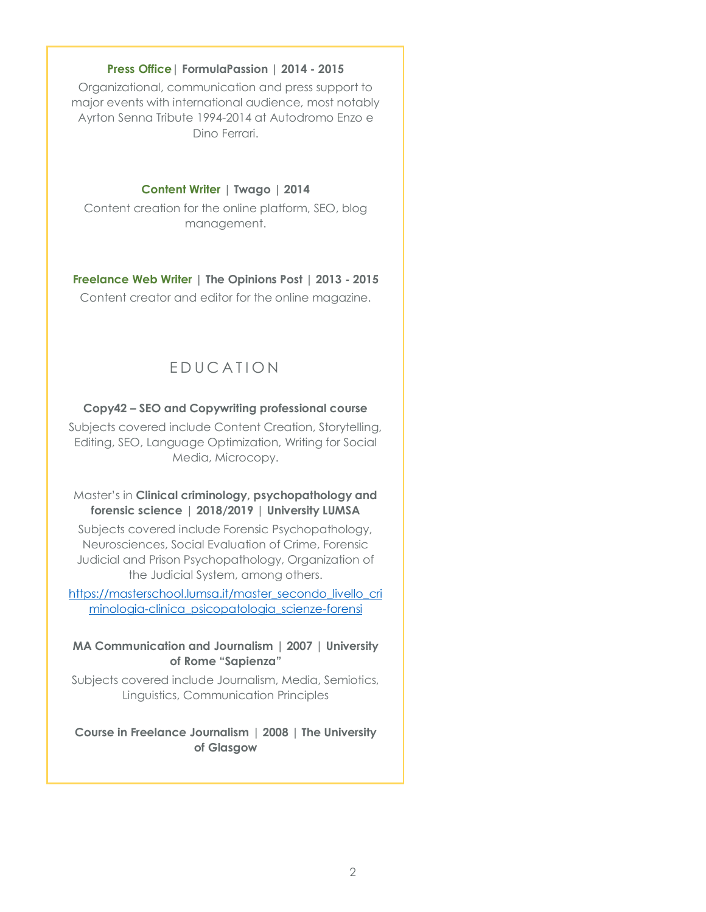**Press Office** | **FormulaPassion** | **2014 - 2015**

Organizational, communication and press support to major events with international audience, most notably Ayrton Senna Tribute 1994-2014 at Autodromo Enzo e Dino Ferrari.

**Content Writer** | **Twago** | **2014**

Content creation for the online platform, SEO, blog management.

**Freelance Web Writer** | **The Opinions Post** | **2013 - 2015**

Content creator and editor for the online magazine.

## EDUCATION

**Copy42 – SEO and Copywriting professional course**

Subjects covered include Content Creation, Storytelling, Editing, SEO, Language Optimization, Writing for Social Media, Microcopy.

Master's in **Clinical criminology, psychopathology and forensic science** | **2018/2019** | **University LUMSA**

Subjects covered include Forensic Psychopathology, Neurosciences, Social Evaluation of Crime, Forensic Judicial and Prison Psychopathology, Organization of the Judicial System, among others.

https://masterschool.lumsa.it/master_secondo_livello_criminologia-clinica_psicopatologia_scienze-forensi

**MA Communication and Journalism** | **2007** | **University of Rome "Sapienza"**

Subjects covered include Journalism, Media, Semiotics, Linguistics, Communication Principles

**Course in Freelance Journalism** | **2008** | **The University of Glasgow**